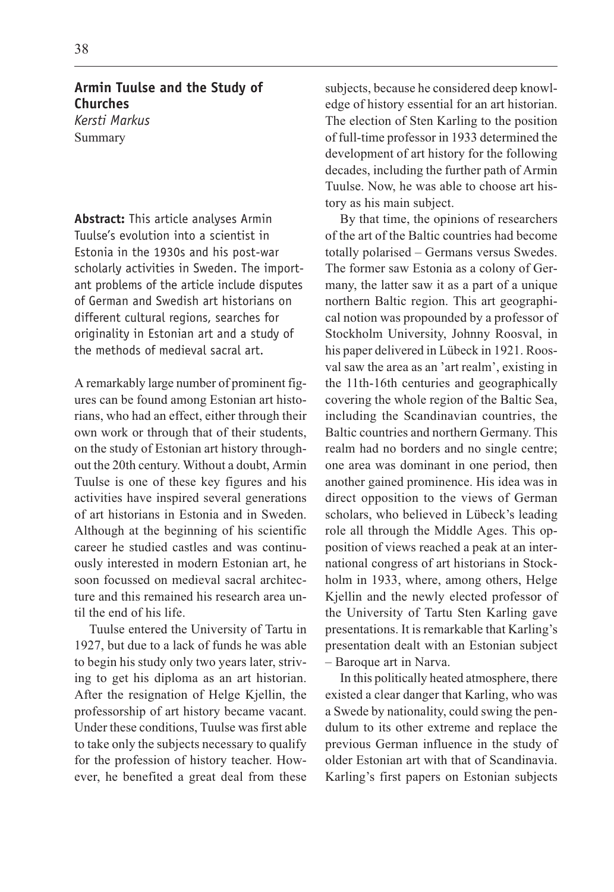## Armin Tuulse and the Study of Churches

*Kersti Markus*

Summary

**Abstract:** This article analyses Armin Tuulse's evolution into a scientist in Estonia in the 1930s and his post-war scholarly activities in Sweden. The important problems of the article include disputes of German and Swedish art historians on different cultural regions, searches for originality in Estonian art and a study of the methods of medieval sacral art.

A remarkably large number of prominent figures can be found among Estonian art historians, who had an effect, either through their own work or through that of their students, on the study of Estonian art history throughout the 20th century. Without a doubt, Armin Tuulse is one of these key figures and his activities have inspired several generations of art historians in Estonia and in Sweden. Although at the beginning of his scientific career he studied castles and was continuously interested in modern Estonian art, he soon focussed on medieval sacral architecture and this remained his research area until the end of his life.

Tuulse entered the University of Tartu in 1927, but due to a lack of funds he was able to begin his study only two years later, striving to get his diploma as an art historian. After the resignation of Helge Kjellin, the professorship of art history became vacant. Under these conditions, Tuulse was first able to take only the subjects necessary to qualify for the profession of history teacher. However, he benefited a great deal from these subjects, because he considered deep knowledge of history essential for an art historian. The election of Sten Karling to the position of full-time professor in 1933 determined the development of art history for the following decades, including the further path of Armin Tuulse. Now, he was able to choose art history as his main subject.

By that time, the opinions of researchers of the art of the Baltic countries had become totally polarised – Germans versus Swedes. The former saw Estonia as a colony of Germany, the latter saw it as a part of a unique northern Baltic region. This art geographical notion was propounded by a professor of Stockholm University, Johnny Roosval, in his paper delivered in Lübeck in 1921. Roosval saw the area as an 'art realm', existing in the 11th-16th centuries and geographically covering the whole region of the Baltic Sea, including the Scandinavian countries, the Baltic countries and northern Germany. This realm had no borders and no single centre; one area was dominant in one period, then another gained prominence. His idea was in direct opposition to the views of German scholars, who believed in Lübeck's leading role all through the Middle Ages. This opposition of views reached a peak at an international congress of art historians in Stockholm in 1933, where, among others, Helge Kjellin and the newly elected professor of the University of Tartu Sten Karling gave presentations. It is remarkable that Karling's presentation dealt with an Estonian subject – Baroque art in Narva.

In this politically heated atmosphere, there existed a clear danger that Karling, who was a Swede by nationality, could swing the pendulum to its other extreme and replace the previous German influence in the study of older Estonian art with that of Scandinavia. Karling's first papers on Estonian subjects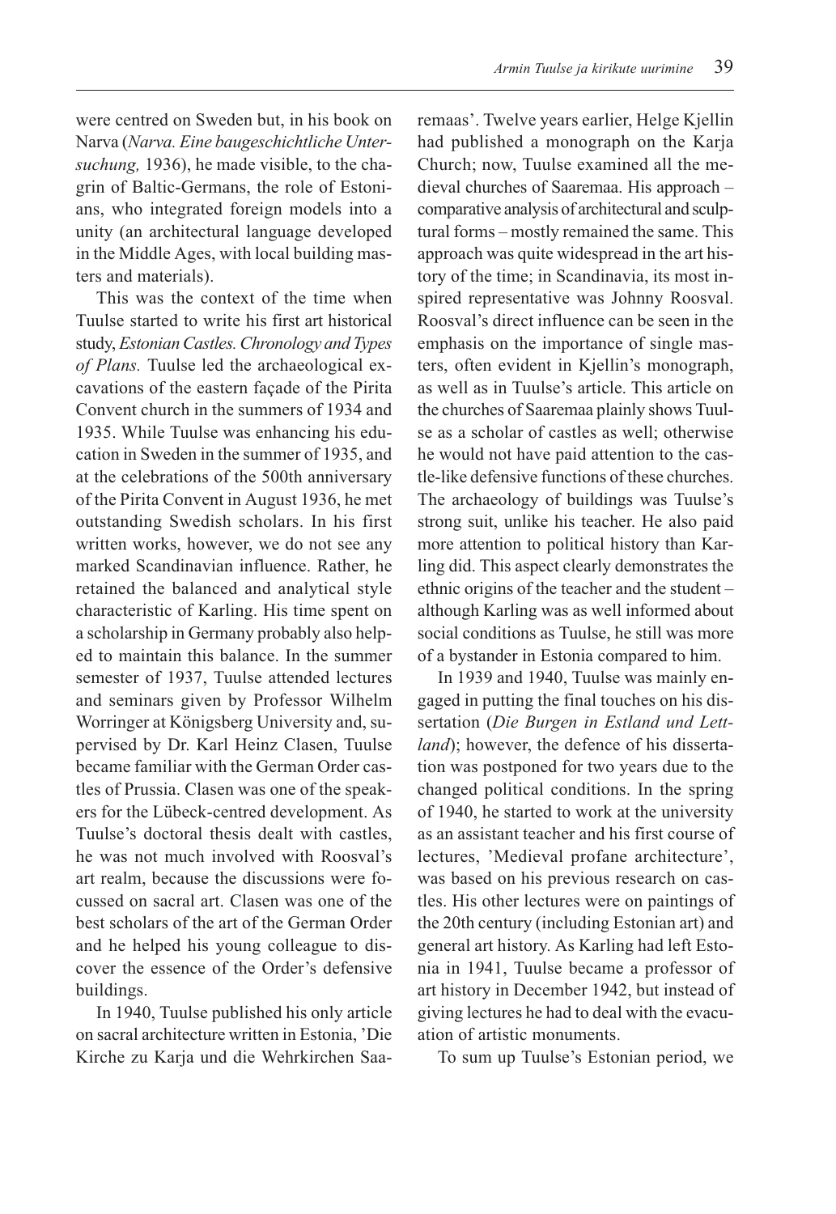were centred on Sweden but, in his book on Narva (*Narva. Eine baugeschichtliche Untersuchung,* 1936), he made visible, to the chagrin of Baltic-Germans, the role of Estonians, who integrated foreign models into a unity (an architectural language developed in the Middle Ages, with local building masters and materials).

This was the context of the time when Tuulse started to write his first art historical study, *Estonian Castles. Chronology and Types of Plans.* Tuulse led the archaeological excavations of the eastern façade of the Pirita Convent church in the summers of 1934 and 1935. While Tuulse was enhancing his education in Sweden in the summer of 1935, and at the celebrations of the 500th anniversary of the Pirita Convent in August 1936, he met outstanding Swedish scholars. In his first written works, however, we do not see any marked Scandinavian influence. Rather, he retained the balanced and analytical style characteristic of Karling. His time spent on a scholarship in Germany probably also helped to maintain this balance. In the summer semester of 1937, Tuulse attended lectures and seminars given by Professor Wilhelm Worringer at Königsberg University and, supervised by Dr. Karl Heinz Clasen, Tuulse became familiar with the German Order castles of Prussia. Clasen was one of the speakers for the Lübeck-centred development. As Tuulse's doctoral thesis dealt with castles, he was not much involved with Roosval's art realm, because the discussions were focussed on sacral art. Clasen was one of the best scholars of the art of the German Order and he helped his young colleague to discover the essence of the Order's defensive buildings.

In 1940, Tuulse published his only article on sacral architecture written in Estonia, 'Die Kirche zu Karja und die Wehrkirchen Saaremaas'. Twelve years earlier, Helge Kjellin had published a monograph on the Karja Church; now, Tuulse examined all the medieval churches of Saaremaa. His approach – comparative analysis of architectural and sculptural forms – mostly remained the same. This approach was quite widespread in the art history of the time; in Scandinavia, its most inspired representative was Johnny Roosval. Roosval's direct influence can be seen in the emphasis on the importance of single masters, often evident in Kjellin's monograph, as well as in Tuulse's article. This article on the churches of Saaremaa plainly shows Tuulse as a scholar of castles as well; otherwise he would not have paid attention to the castle-like defensive functions of these churches. The archaeology of buildings was Tuulse's strong suit, unlike his teacher. He also paid more attention to political history than Karling did. This aspect clearly demonstrates the ethnic origins of the teacher and the student – although Karling was as well informed about social conditions as Tuulse, he still was more of a bystander in Estonia compared to him.

In 1939 and 1940, Tuulse was mainly engaged in putting the final touches on his dissertation (*Die Burgen in Estland und Lettland*); however, the defence of his dissertation was postponed for two years due to the changed political conditions. In the spring of 1940, he started to work at the university as an assistant teacher and his first course of lectures, 'Medieval profane architecture', was based on his previous research on castles. His other lectures were on paintings of the 20th century (including Estonian art) and general art history. As Karling had left Estonia in 1941, Tuulse became a professor of art history in December 1942, but instead of giving lectures he had to deal with the evacuation of artistic monuments.

To sum up Tuulse's Estonian period, we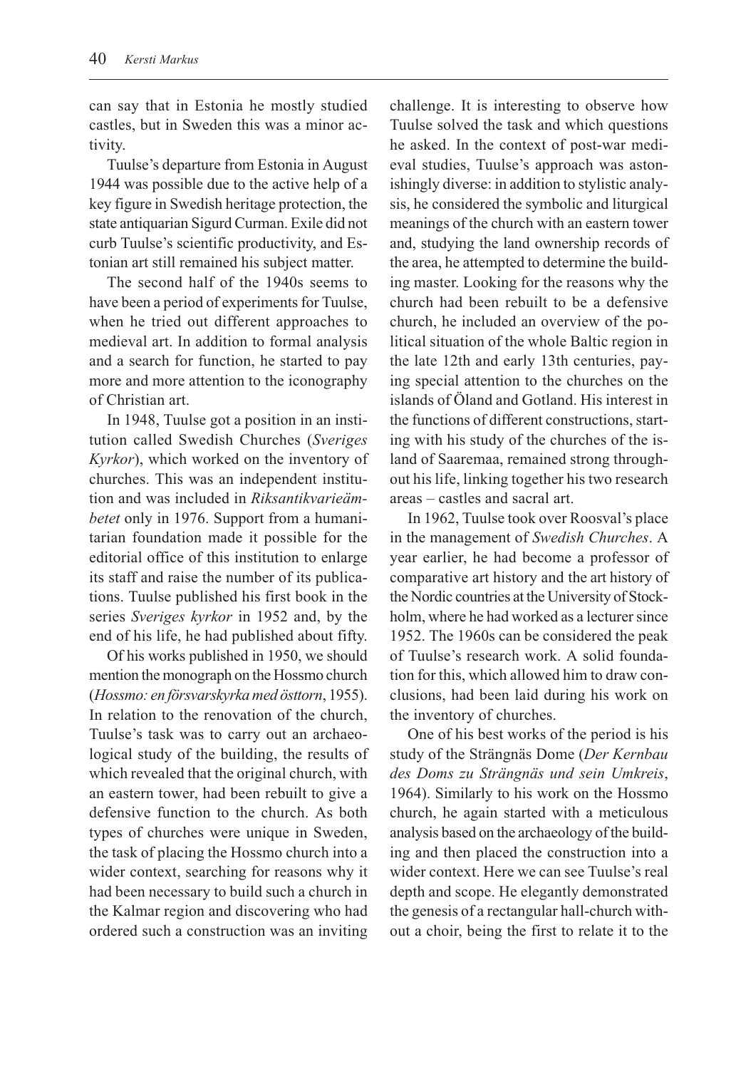can say that in Estonia he mostly studied castles, but in Sweden this was a minor activity.

Tuulse's departure from Estonia in August 1944 was possible due to the active help of a key figure in Swedish heritage protection, the state antiquarian Sigurd Curman. Exile did not curb Tuulse's scientific productivity, and Estonian art still remained his subject matter.

The second half of the 1940s seems to have been a period of experiments for Tuulse, when he tried out different approaches to medieval art. In addition to formal analysis and a search for function, he started to pay more and more attention to the iconography of Christian art.

In 1948, Tuulse got a position in an institution called Swedish Churches (*Sveriges Kyrkor*), which worked on the inventory of churches. This was an independent institution and was included in *Riksantikvarieämbetet* only in 1976. Support from a humanitarian foundation made it possible for the editorial office of this institution to enlarge its staff and raise the number of its publications. Tuulse published his first book in the series *Sveriges kyrkor* in 1952 and, by the end of his life, he had published about fifty.

Of his works published in 1950, we should mention the monograph on the Hossmo church (*Hossmo: en försvarskyrka med östtorn*, 1955). In relation to the renovation of the church, Tuulse's task was to carry out an archaeological study of the building, the results of which revealed that the original church, with an eastern tower, had been rebuilt to give a defensive function to the church. As both types of churches were unique in Sweden, the task of placing the Hossmo church into a wider context, searching for reasons why it had been necessary to build such a church in the Kalmar region and discovering who had ordered such a construction was an inviting challenge. It is interesting to observe how Tuulse solved the task and which questions he asked. In the context of post-war medieval studies, Tuulse's approach was astonishingly diverse: in addition to stylistic analysis, he considered the symbolic and liturgical meanings of the church with an eastern tower and, studying the land ownership records of the area, he attempted to determine the building master. Looking for the reasons why the church had been rebuilt to be a defensive church, he included an overview of the political situation of the whole Baltic region in the late 12th and early 13th centuries, paying special attention to the churches on the islands of Öland and Gotland. His interest in the functions of different constructions, starting with his study of the churches of the island of Saaremaa, remained strong throughout his life, linking together his two research areas – castles and sacral art.

In 1962, Tuulse took over Roosval's place in the management of *Swedish Churches*. A year earlier, he had become a professor of comparative art history and the art history of the Nordic countries at the University of Stockholm, where he had worked as a lecturer since 1952. The 1960s can be considered the peak of Tuulse's research work. A solid foundation for this, which allowed him to draw conclusions, had been laid during his work on the inventory of churches.

One of his best works of the period is his study of the Strängnäs Dome (*Der Kernbau des Doms zu Strängnäs und sein Umkreis*, 1964). Similarly to his work on the Hossmo church, he again started with a meticulous analysis based on the archaeology of the building and then placed the construction into a wider context. Here we can see Tuulse's real depth and scope. He elegantly demonstrated the genesis of a rectangular hall-church without a choir, being the first to relate it to the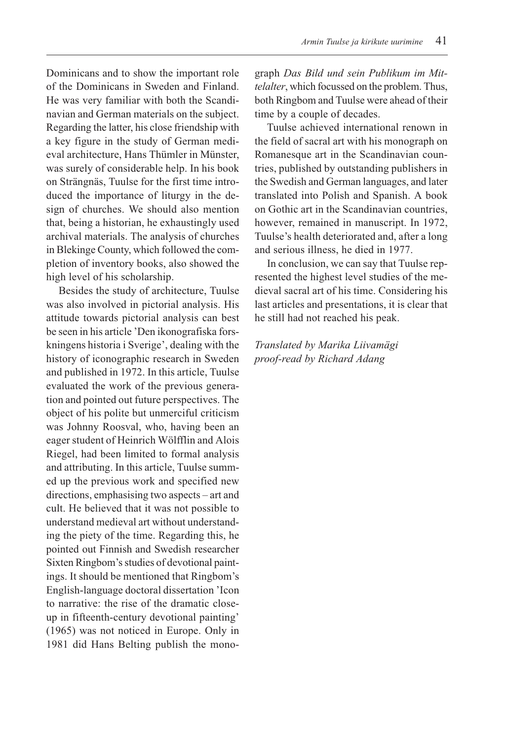Dominicans and to show the important role of the Dominicans in Sweden and Finland. He was very familiar with both the Scandinavian and German materials on the subject. Regarding the latter, his close friendship with a key figure in the study of German medieval architecture, Hans Thümler in Münster, was surely of considerable help. In his book on Strängnäs, Tuulse for the first time introduced the importance of liturgy in the design of churches. We should also mention that, being a historian, he exhaustingly used archival materials. The analysis of churches in Blekinge County, which followed the completion of inventory books, also showed the high level of his scholarship.

Besides the study of architecture, Tuulse was also involved in pictorial analysis. His attitude towards pictorial analysis can best be seen in his article 'Den ikonografiska forskningens historia i Sverige', dealing with the history of iconographic research in Sweden and published in 1972. In this article, Tuulse evaluated the work of the previous generation and pointed out future perspectives. The object of his polite but unmerciful criticism was Johnny Roosval, who, having been an eager student of Heinrich Wölfflin and Alois Riegel, had been limited to formal analysis and attributing. In this article, Tuulse summed up the previous work and specified new directions, emphasising two aspects – art and cult. He believed that it was not possible to understand medieval art without understanding the piety of the time. Regarding this, he pointed out Finnish and Swedish researcher Sixten Ringbom's studies of devotional paintings. It should be mentioned that Ringbom's English-language doctoral dissertation 'Icon to narrative: the rise of the dramatic close-up in fifteenth-century devotional painting' (1965) was not noticed in Europe. Only in 1981 did Hans Belting publish the monograph *Das Bild und sein Publikum im Mittelalter*, which focussed on the problem. Thus, both Ringbom and Tuulse were ahead of their time by a couple of decades.

Tuulse achieved international renown in the field of sacral art with his monograph on Romanesque art in the Scandinavian countries, published by outstanding publishers in the Swedish and German languages, and later translated into Polish and Spanish. A book on Gothic art in the Scandinavian countries, however, remained in manuscript. In 1972, Tuulse's health deteriorated and, after a long and serious illness, he died in 1977.

In conclusion, we can say that Tuulse represented the highest level studies of the medieval sacral art of his time. Considering his last articles and presentations, it is clear that he still had not reached his peak.

*Translated by Marika Liivamägi*
*proof-read by Richard Adang*